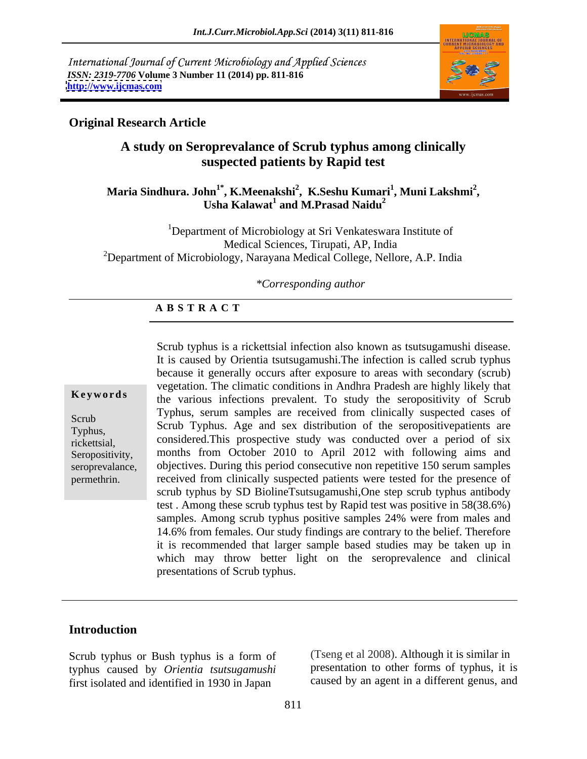International Journal of Current Microbiology and Applied Sciences
*ISSN: 2319-7706* **Volume 3 Number 11 (2014) pp. 811-816**
**http://www.ijcmas.com**

**Original Research Article**

# A study on Seroprevalance of Scrub typhus among clinically suspected patients by Rapid test

**Maria Sindhura. John[1*], K.Meenakshi[2], K.Seshu Kumari[1], Muni Lakshmi[2], Usha Kalawat[1] and M.Prasad Naidu[2]**

[1]Department of Microbiology at Sri Venkateswara Institute of Medical Sciences, Tirupati, AP, India
[2]Department of Microbiology, Narayana Medical College, Nellore, A.P. India

*\*Corresponding author*

## A B S T R A C T

**Keywords**

Scrub Typhus, rickettsial, Seropositivity, seroprevalance, permethrin.

Scrub typhus is a rickettsial infection also known as tsutsugamushi disease. It is caused by Orientia tsutsugamushi.The infection is called scrub typhus because it generally occurs after exposure to areas with secondary (scrub) vegetation. The climatic conditions in Andhra Pradesh are highly likely that the various infections prevalent. To study the seropositivity of Scrub Typhus, serum samples are received from clinically suspected cases of Scrub Typhus. Age and sex distribution of the seropositivepatients are considered.This prospective study was conducted over a period of six months from October 2010 to April 2012 with following aims and objectives. During this period consecutive non repetitive 150 serum samples received from clinically suspected patients were tested for the presence of scrub typhus by SD BiolineTsutsugamushi,One step scrub typhus antibody test . Among these scrub typhus test by Rapid test was positive in 58(38.6%) samples. Among scrub typhus positive samples 24% were from males and 14.6% from females. Our study findings are contrary to the belief. Therefore it is recommended that larger sample based studies may be taken up in which may throw better light on the seroprevalence and clinical presentations of Scrub typhus.

## Introduction

Scrub typhus or Bush typhus is a form of typhus caused by *Orientia tsutsugamushi* first isolated and identified in 1930 in Japan (Tseng et al 2008). Although it is similar in presentation to other forms of typhus, it is caused by an agent in a different genus, and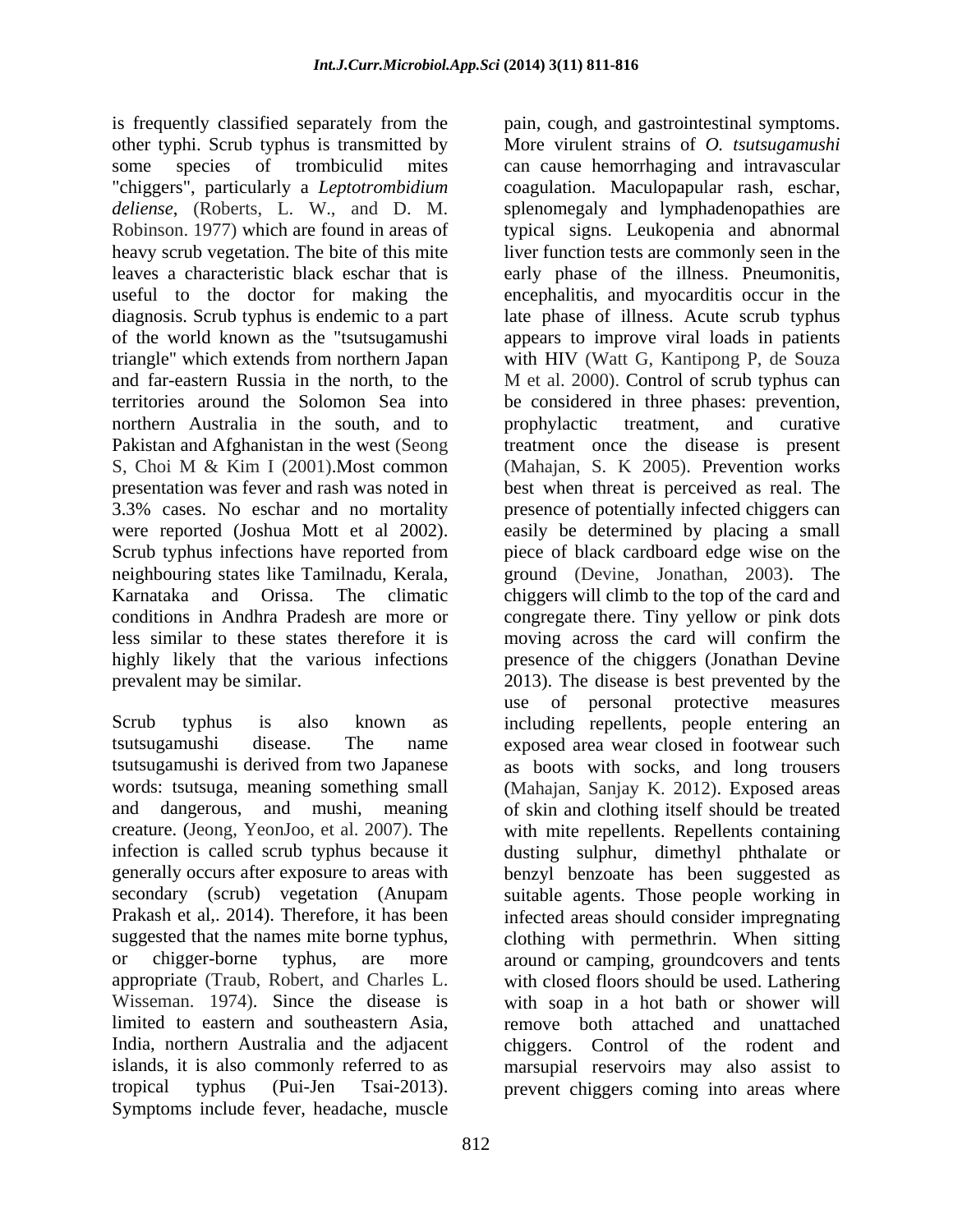is frequently classified separately from the other typhi. Scrub typhus is transmitted by some species of trombiculid mites "chiggers", particularly a *Leptotrombidium deliense*, (Roberts, L. W., and D. M. Robinson. 1977) which are found in areas of heavy scrub vegetation. The bite of this mite leaves a characteristic black eschar that is useful to the doctor for making the diagnosis. Scrub typhus is endemic to a part of the world known as the "tsutsugamushi triangle" which extends from northern Japan and far-eastern Russia in the north, to the territories around the Solomon Sea into northern Australia in the south, and to Pakistan and Afghanistan in the west (Seong S, Choi M & Kim I (2001).Most common presentation was fever and rash was noted in 3.3% cases. No eschar and no mortality were reported (Joshua Mott et al 2002). Scrub typhus infections have reported from neighbouring states like Tamilnadu, Kerala, Karnataka and Orissa. The climatic conditions in Andhra Pradesh are more or less similar to these states therefore it is highly likely that the various infections prevalent may be similar.

Scrub typhus is also known as tsutsugamushi disease. The name tsutsugamushi is derived from two Japanese words: tsutsuga, meaning something small and dangerous, and mushi, meaning creature. (Jeong, YeonJoo, et al. 2007). The infection is called scrub typhus because it generally occurs after exposure to areas with secondary (scrub) vegetation (Anupam Prakash et al,. 2014). Therefore, it has been suggested that the names mite borne typhus, or chigger-borne typhus, are more appropriate (Traub, Robert, and Charles L. Wisseman. 1974). Since the disease is limited to eastern and southeastern Asia, India, northern Australia and the adjacent islands, it is also commonly referred to as tropical typhus (Pui-Jen Tsai-2013). Symptoms include fever, headache, muscle pain, cough, and gastrointestinal symptoms. More virulent strains of *O. tsutsugamushi* can cause hemorrhaging and intravascular coagulation. Maculopapular rash, eschar, splenomegaly and lymphadenopathies are typical signs. Leukopenia and abnormal liver function tests are commonly seen in the early phase of the illness. Pneumonitis, encephalitis, and myocarditis occur in the late phase of illness. Acute scrub typhus appears to improve viral loads in patients with HIV (Watt G, Kantipong P, de Souza M et al. 2000). Control of scrub typhus can be considered in three phases: prevention, prophylactic treatment, and curative treatment once the disease is present (Mahajan, S. K 2005). Prevention works best when threat is perceived as real. The presence of potentially infected chiggers can easily be determined by placing a small piece of black cardboard edge wise on the ground (Devine, Jonathan, 2003). The chiggers will climb to the top of the card and congregate there. Tiny yellow or pink dots moving across the card will confirm the presence of the chiggers (Jonathan Devine 2013). The disease is best prevented by the use of personal protective measures including repellents, people entering an exposed area wear closed in footwear such as boots with socks, and long trousers (Mahajan, Sanjay K. 2012). Exposed areas of skin and clothing itself should be treated with mite repellents. Repellents containing dusting sulphur, dimethyl phthalate or benzyl benzoate has been suggested as suitable agents. Those people working in infected areas should consider impregnating clothing with permethrin. When sitting around or camping, groundcovers and tents with closed floors should be used. Lathering with soap in a hot bath or shower will remove both attached and unattached chiggers. Control of the rodent and marsupial reservoirs may also assist to prevent chiggers coming into areas where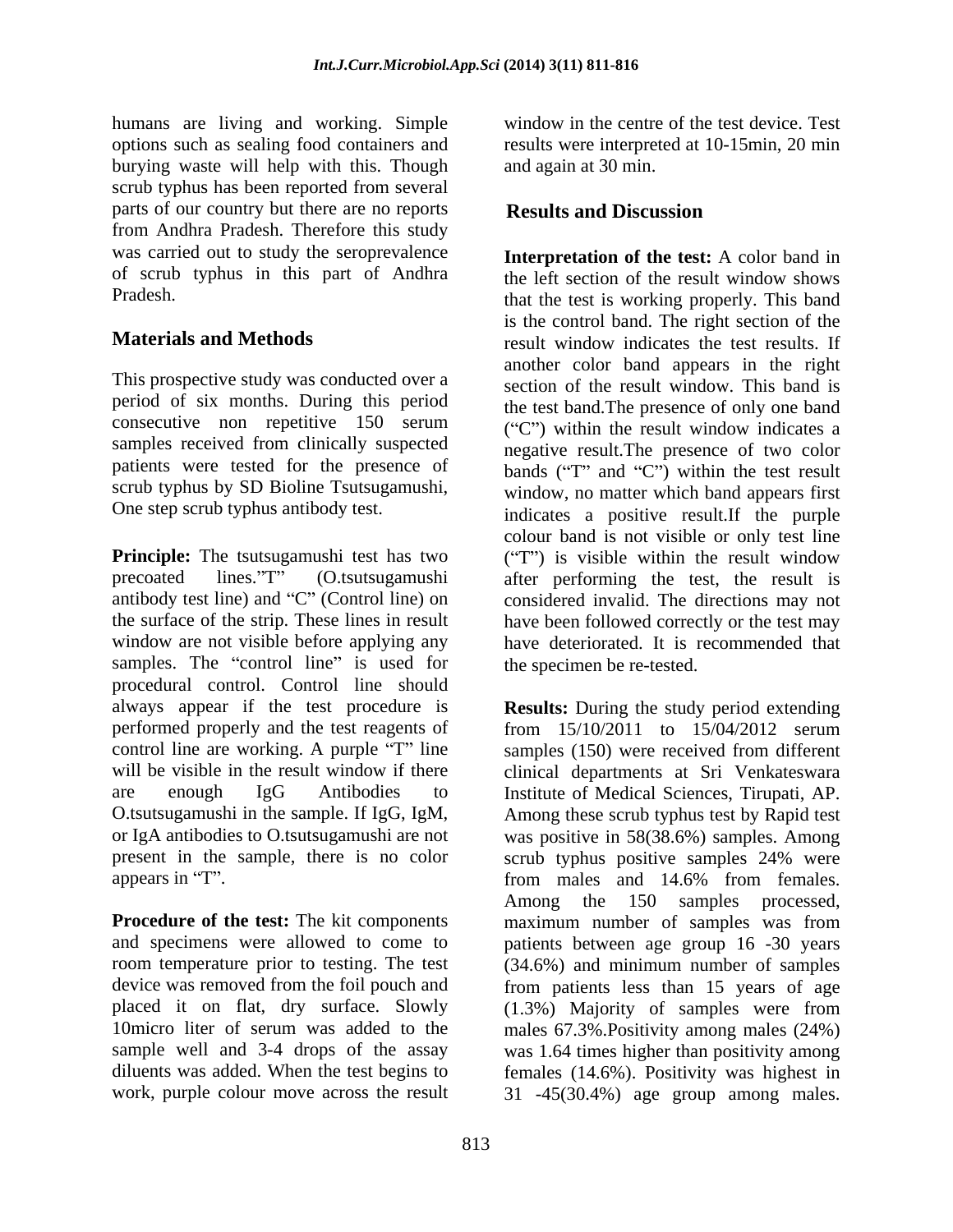humans are living and working. Simple options such as sealing food containers and burying waste will help with this. Though scrub typhus has been reported from several parts of our country but there are no reports from Andhra Pradesh. Therefore this study was carried out to study the seroprevalence of scrub typhus in this part of Andhra Pradesh.

## Materials and Methods

This prospective study was conducted over a period of six months. During this period consecutive non repetitive 150 serum samples received from clinically suspected patients were tested for the presence of scrub typhus by SD Bioline Tsutsugamushi, One step scrub typhus antibody test.

**Principle:** The tsutsugamushi test has two precoated lines."T" (O.tsutsugamushi antibody test line) and "C" (Control line) on the surface of the strip. These lines in result window are not visible before applying any samples. The "control line" is used for procedural control. Control line should always appear if the test procedure is performed properly and the test reagents of control line are working. A purple "T" line will be visible in the result window if there are enough IgG Antibodies to O.tsutsugamushi in the sample. If IgG, IgM, or IgA antibodies to O.tsutsugamushi are not present in the sample, there is no color appears in "T".

**Procedure of the test:** The kit components and specimens were allowed to come to room temperature prior to testing. The test device was removed from the foil pouch and placed it on flat, dry surface. Slowly 10micro liter of serum was added to the sample well and 3-4 drops of the assay diluents was added. When the test begins to work, purple colour move across the result window in the centre of the test device. Test results were interpreted at 10-15min, 20 min and again at 30 min.

## Results and Discussion

**Interpretation of the test:** A color band in the left section of the result window shows that the test is working properly. This band is the control band. The right section of the result window indicates the test results. If another color band appears in the right section of the result window. This band is the test band.The presence of only one band ("C") within the result window indicates a negative result.The presence of two color bands ("T" and "C") within the test result window, no matter which band appears first indicates a positive result.If the purple colour band is not visible or only test line ("T") is visible within the result window after performing the test, the result is considered invalid. The directions may not have been followed correctly or the test may have deteriorated. It is recommended that the specimen be re-tested.

**Results:** During the study period extending from 15/10/2011 to 15/04/2012 serum samples (150) were received from different clinical departments at Sri Venkateswara Institute of Medical Sciences, Tirupati, AP. Among these scrub typhus test by Rapid test was positive in 58(38.6%) samples. Among scrub typhus positive samples 24% were from males and 14.6% from females. Among the 150 samples processed, maximum number of samples was from patients between age group 16 -30 years (34.6%) and minimum number of samples from patients less than 15 years of age (1.3%) Majority of samples were from males 67.3%.Positivity among males (24%) was 1.64 times higher than positivity among females (14.6%). Positivity was highest in 31 -45(30.4%) age group among males.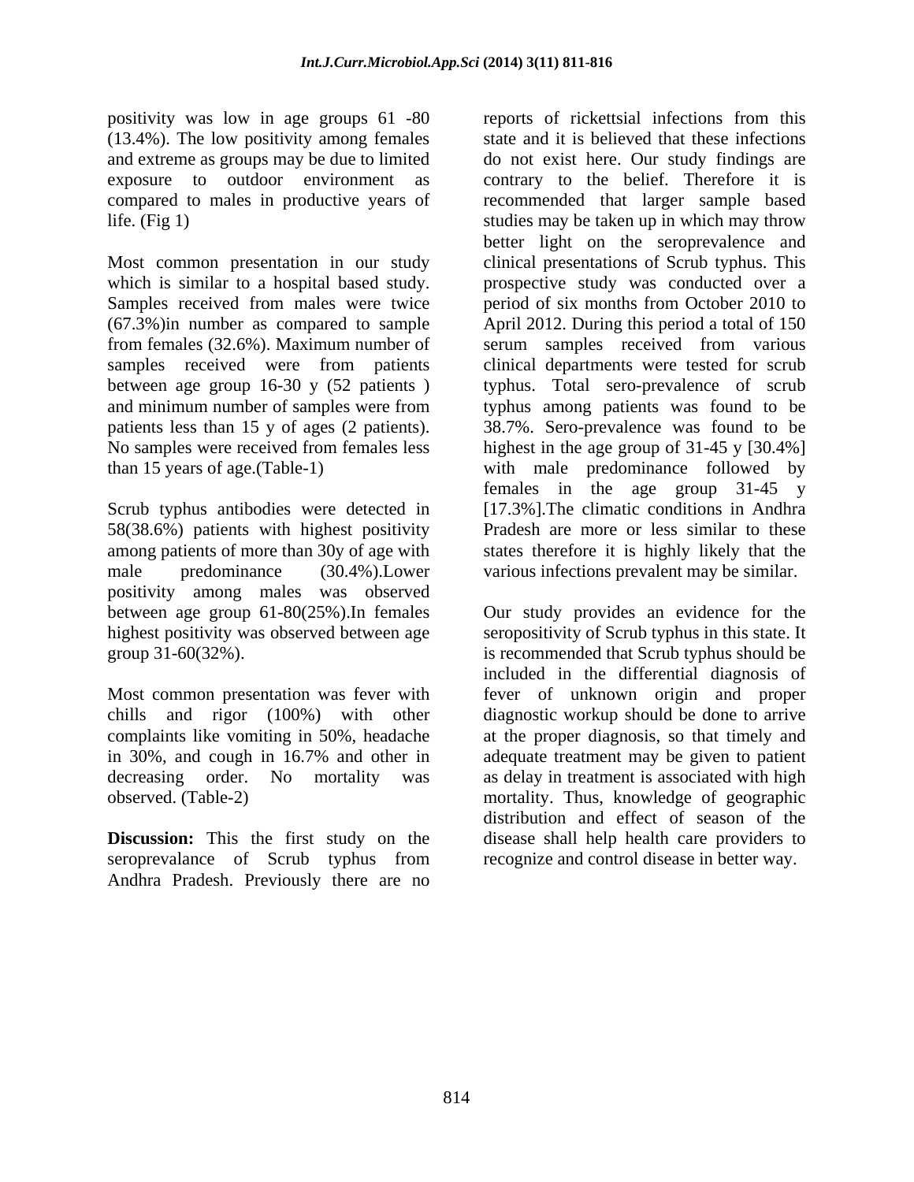positivity was low in age groups 61 -80 (13.4%). The low positivity among females and extreme as groups may be due to limited exposure to outdoor environment as compared to males in productive years of life. (Fig 1)

Most common presentation in our study which is similar to a hospital based study. Samples received from males were twice (67.3%)in number as compared to sample from females (32.6%). Maximum number of samples received were from patients between age group 16-30 y (52 patients ) and minimum number of samples were from patients less than 15 y of ages (2 patients). No samples were received from females less than 15 years of age.(Table-1)

Scrub typhus antibodies were detected in 58(38.6%) patients with highest positivity among patients of more than 30y of age with male predominance (30.4%).Lower positivity among males was observed between age group 61-80(25%).In females highest positivity was observed between age group 31-60(32%).

Most common presentation was fever with chills and rigor (100%) with other complaints like vomiting in 50%, headache in 30%, and cough in 16.7% and other in decreasing order. No mortality was observed. (Table-2)

**Discussion:** This the first study on the seroprevalance of Scrub typhus from Andhra Pradesh. Previously there are no reports of rickettsial infections from this state and it is believed that these infections do not exist here. Our study findings are contrary to the belief. Therefore it is recommended that larger sample based studies may be taken up in which may throw better light on the seroprevalence and clinical presentations of Scrub typhus. This prospective study was conducted over a period of six months from October 2010 to April 2012. During this period a total of 150 serum samples received from various clinical departments were tested for scrub typhus. Total sero-prevalence of scrub typhus among patients was found to be 38.7%. Sero-prevalence was found to be highest in the age group of 31-45 y [30.4%] with male predominance followed by females in the age group 31-45 y [17.3%].The climatic conditions in Andhra Pradesh are more or less similar to these states therefore it is highly likely that the various infections prevalent may be similar.

Our study provides an evidence for the seropositivity of Scrub typhus in this state. It is recommended that Scrub typhus should be included in the differential diagnosis of fever of unknown origin and proper diagnostic workup should be done to arrive at the proper diagnosis, so that timely and adequate treatment may be given to patient as delay in treatment is associated with high mortality. Thus, knowledge of geographic distribution and effect of season of the disease shall help health care providers to recognize and control disease in better way.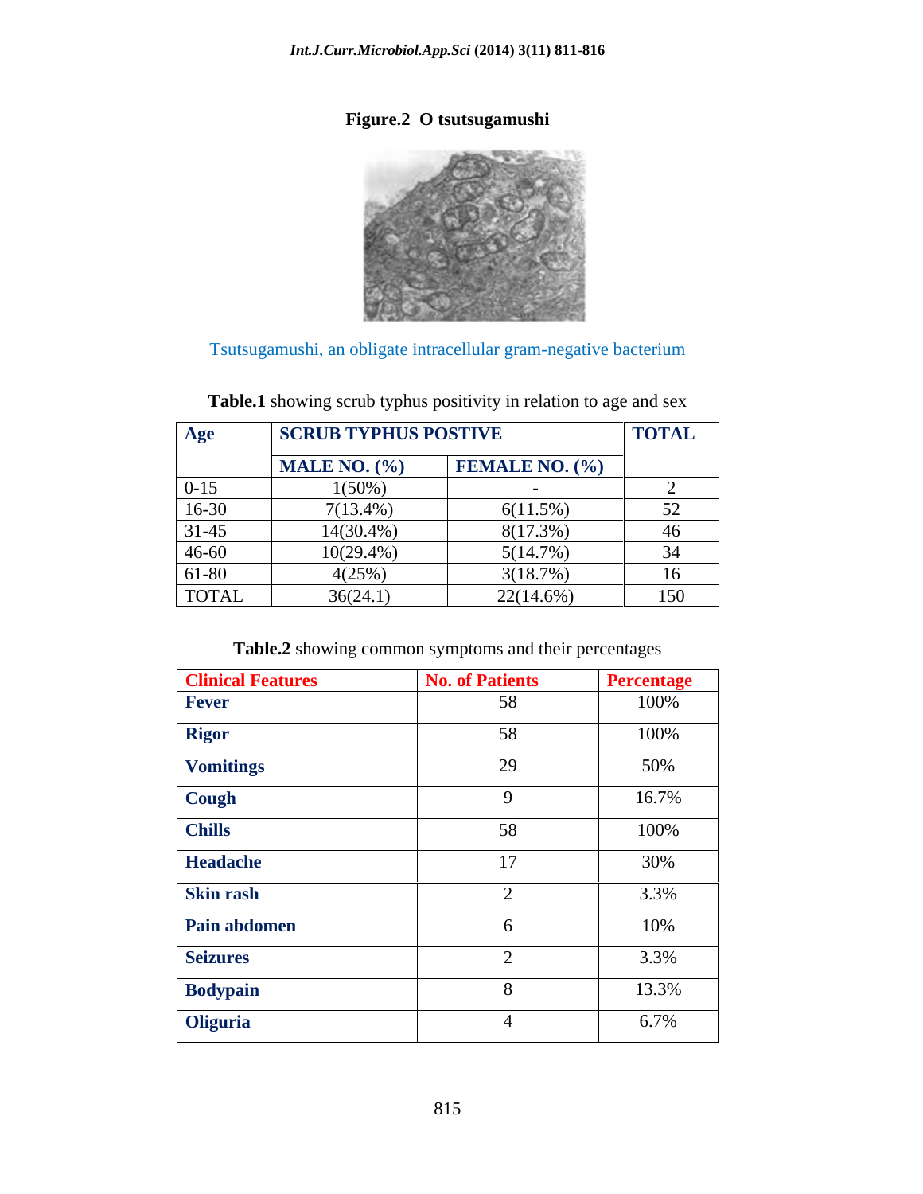**Figure.2 O tsutsugamushi**

Tsutsugamushi, an obligate intracellular gram-negative bacterium

**Table.1** showing scrub typhus positivity in relation to age and sex

| Age | SCRUB TYPHUS POSTIVE | | TOTAL |
|---|---|---|---|
| | MALE NO. (%) | FEMALE NO. (%) | |
| 0-15 | 1(50%) | - | 2 |
| 16-30 | 7(13.4%) | 6(11.5%) | 52 |
| 31-45 | 14(30.4%) | 8(17.3%) | 46 |
| 46-60 | 10(29.4%) | 5(14.7%) | 34 |
| 61-80 | 4(25%) | 3(18.7%) | 16 |
| TOTAL | 36(24.1) | 22(14.6%) | 150 |

**Table.2** showing common symptoms and their percentages

| Clinical Features | No. of Patients | Percentage |
|---|---|---|
| **Fever** | 58 | 100% |
| **Rigor** | 58 | 100% |
| **Vomitings** | 29 | 50% |
| **Cough** | 9 | 16.7% |
| **Chills** | 58 | 100% |
| **Headache** | 17 | 30% |
| **Skin rash** | 2 | 3.3% |
| **Pain abdomen** | 6 | 10% |
| **Seizures** | 2 | 3.3% |
| **Bodypain** | 8 | 13.3% |
| **Oliguria** | 4 | 6.7% |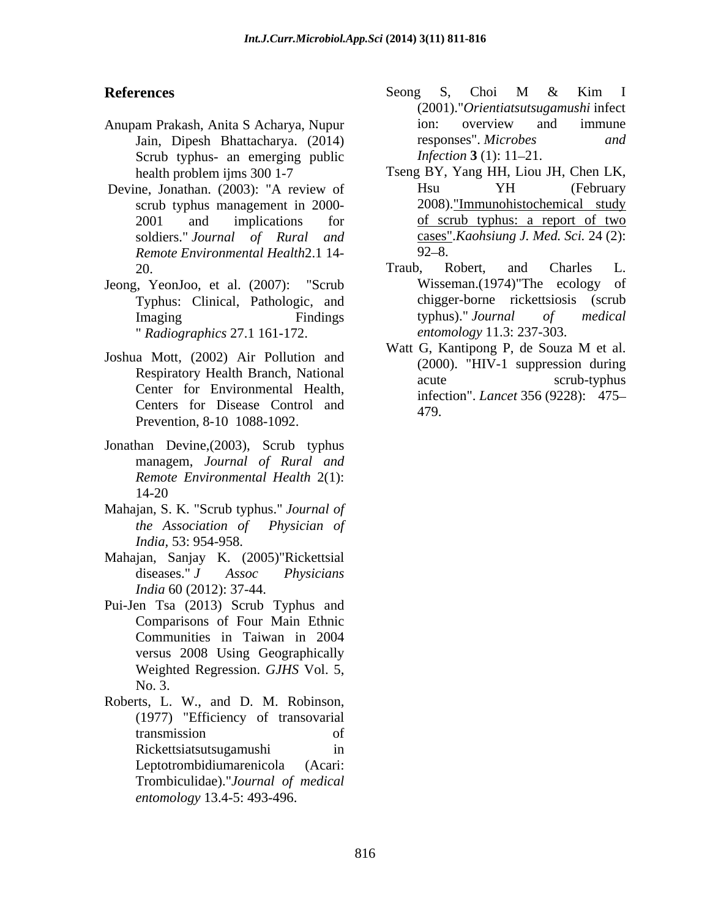## References

Anupam Prakash, Anita S Acharya, Nupur Jain, Dipesh Bhattacharya. (2014) Scrub typhus- an emerging public health problem ijms 300 1-7

Devine, Jonathan. (2003): "A review of scrub typhus management in 2000-2001 and implications for soldiers." *Journal of Rural and Remote Environmental Health*2.1 14-20.

Jeong, YeonJoo, et al. (2007): "Scrub Typhus: Clinical, Pathologic, and Imaging Findings " *Radiographics* 27.1 161-172.

Joshua Mott, (2002) Air Pollution and Respiratory Health Branch, National Center for Environmental Health, Centers for Disease Control and Prevention, 8-10 1088-1092.

Jonathan Devine,(2003), Scrub typhus managem, *Journal of Rural and Remote Environmental Health* 2(1): 14-20

Mahajan, S. K. "Scrub typhus." *Journal of the Association of Physician of India*, 53: 954-958.

Mahajan, Sanjay K. (2005)"Rickettsial diseases." *J Assoc Physicians India* 60 (2012): 37-44.

Pui-Jen Tsa (2013) Scrub Typhus and Comparisons of Four Main Ethnic Communities in Taiwan in 2004 versus 2008 Using Geographically Weighted Regression. *GJHS* Vol. 5, No. 3.

Roberts, L. W., and D. M. Robinson, (1977) "Efficiency of transovarial transmission of Rickettsiatsutsugamushi in Leptotrombidiumarenicola (Acari: Trombiculidae)."*Journal of medical entomology* 13.4-5: 493-496.

Seong S, Choi M & Kim I (2001)."*Orientiatsutsugamushi* infection: overview and immune responses". *Microbes and Infection* **3** (1): 11–21.

Tseng BY, Yang HH, Liou JH, Chen LK, Hsu YH (February 2008)."Immunohistochemical study of scrub typhus: a report of two cases".*Kaohsiung J. Med. Sci.* 24 (2): 92–8.

Traub, Robert, and Charles L. Wisseman.(1974)"The ecology of chigger-borne rickettsiosis (scrub typhus)." *Journal of medical entomology* 11.3: 237-303.

Watt G, Kantipong P, de Souza M et al. (2000). "HIV-1 suppression during acute scrub-typhus infection". *Lancet* 356 (9228): 475–479.